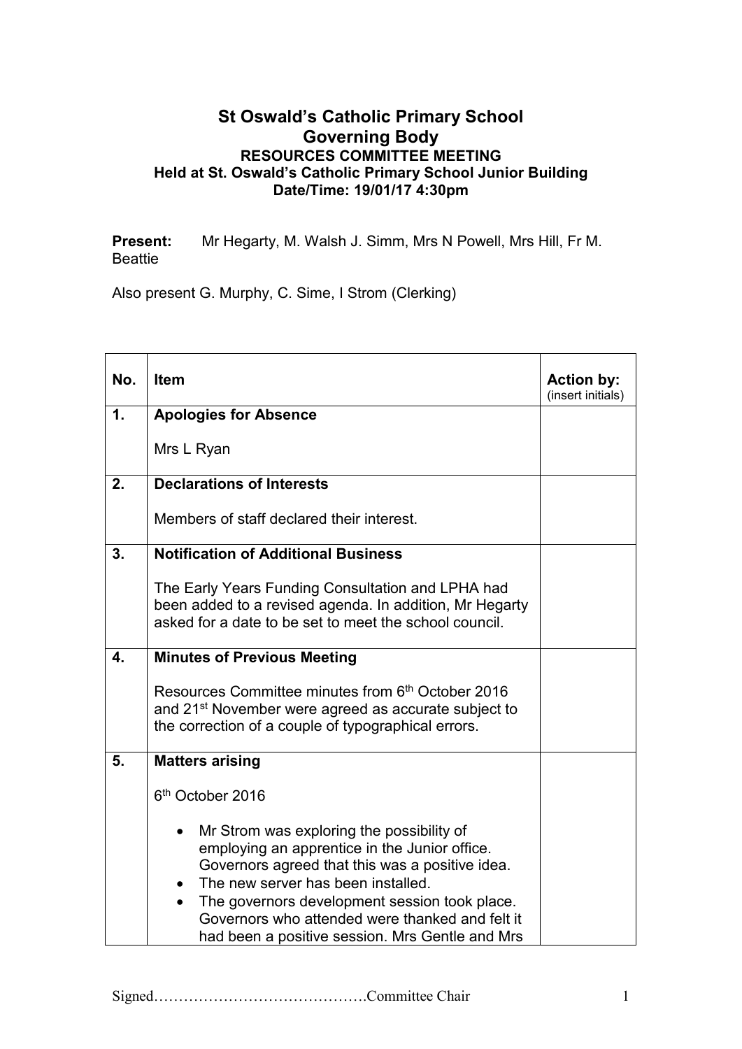# St Oswald's Catholic Primary School
# Governing Body
## RESOURCES COMMITTEE MEETING
### Held at St. Oswald's Catholic Primary School Junior Building
### Date/Time: 19/01/17 4:30pm

**Present:** Mr Hegarty, M. Walsh J. Simm, Mrs N Powell, Mrs Hill, Fr M. Beattie

Also present G. Murphy, C. Sime, I Strom (Clerking)

| No. | Item | Action by: (insert initials) |
|---|---|---|
| 1. | **Apologies for Absence**<br><br>Mrs L Ryan | |
| 2. | **Declarations of Interests**<br><br>Members of staff declared their interest. | |
| 3. | **Notification of Additional Business**<br><br>The Early Years Funding Consultation and LPHA had been added to a revised agenda. In addition, Mr Hegarty asked for a date to be set to meet the school council. | |
| 4. | **Minutes of Previous Meeting**<br><br>Resources Committee minutes from 6th October 2016 and 21st November were agreed as accurate subject to the correction of a couple of typographical errors. | |
| 5. | **Matters arising**<br><br>6th October 2016<br><br>• Mr Strom was exploring the possibility of employing an apprentice in the Junior office. Governors agreed that this was a positive idea.<br>• The new server has been installed.<br>• The governors development session took place. Governors who attended were thanked and felt it had been a positive session. Mrs Gentle and Mrs | |

Signed…………………………………….Committee Chair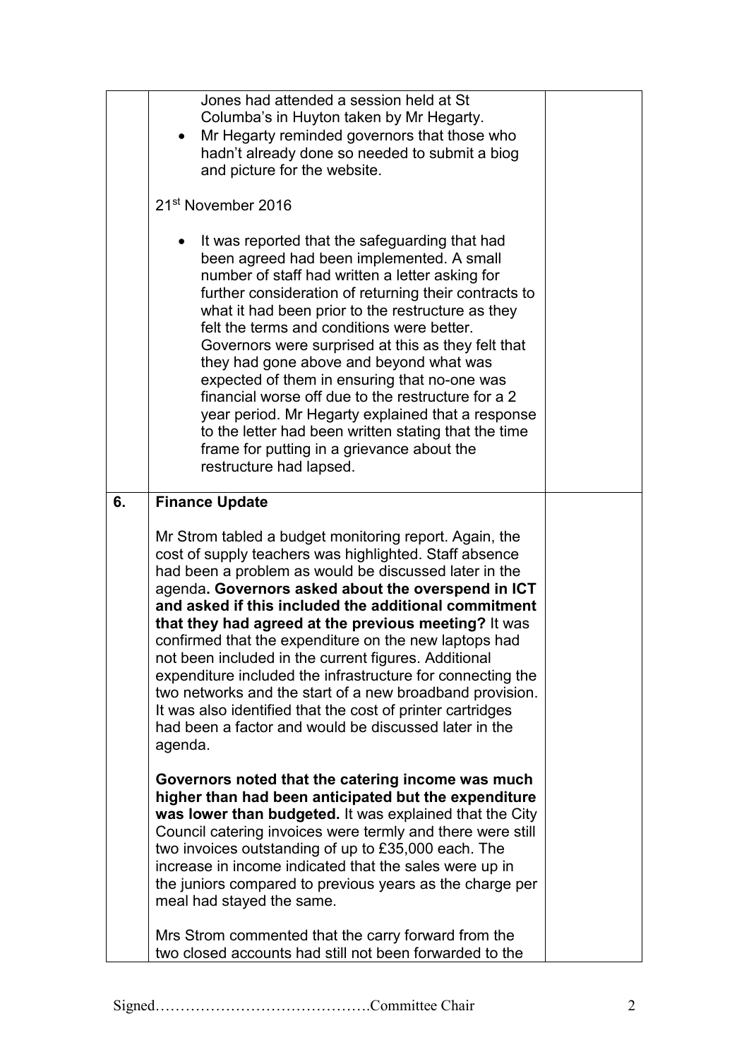| | | |
|---|---|---|
| | Jones had attended a session held at St Columba's in Huyton taken by Mr Hegarty.<br>• Mr Hegarty reminded governors that those who hadn't already done so needed to submit a biog and picture for the website.<br><br>21st November 2016<br><br>• It was reported that the safeguarding that had been agreed had been implemented. A small number of staff had written a letter asking for further consideration of returning their contracts to what it had been prior to the restructure as they felt the terms and conditions were better. Governors were surprised at this as they felt that they had gone above and beyond what was expected of them in ensuring that no-one was financial worse off due to the restructure for a 2 year period. Mr Hegarty explained that a response to the letter had been written stating that the time frame for putting in a grievance about the restructure had lapsed. | |
| **6.** | **Finance Update**<br><br>Mr Strom tabled a budget monitoring report. Again, the cost of supply teachers was highlighted. Staff absence had been a problem as would be discussed later in the agenda**. Governors asked about the overspend in ICT and asked if this included the additional commitment that they had agreed at the previous meeting?** It was confirmed that the expenditure on the new laptops had not been included in the current figures. Additional expenditure included the infrastructure for connecting the two networks and the start of a new broadband provision. It was also identified that the cost of printer cartridges had been a factor and would be discussed later in the agenda.<br><br>**Governors noted that the catering income was much higher than had been anticipated but the expenditure was lower than budgeted.** It was explained that the City Council catering invoices were termly and there were still two invoices outstanding of up to £35,000 each. The increase in income indicated that the sales were up in the juniors compared to previous years as the charge per meal had stayed the same.<br><br>Mrs Strom commented that the carry forward from the two closed accounts had still not been forwarded to the | |

Signed……………………………………Committee Chair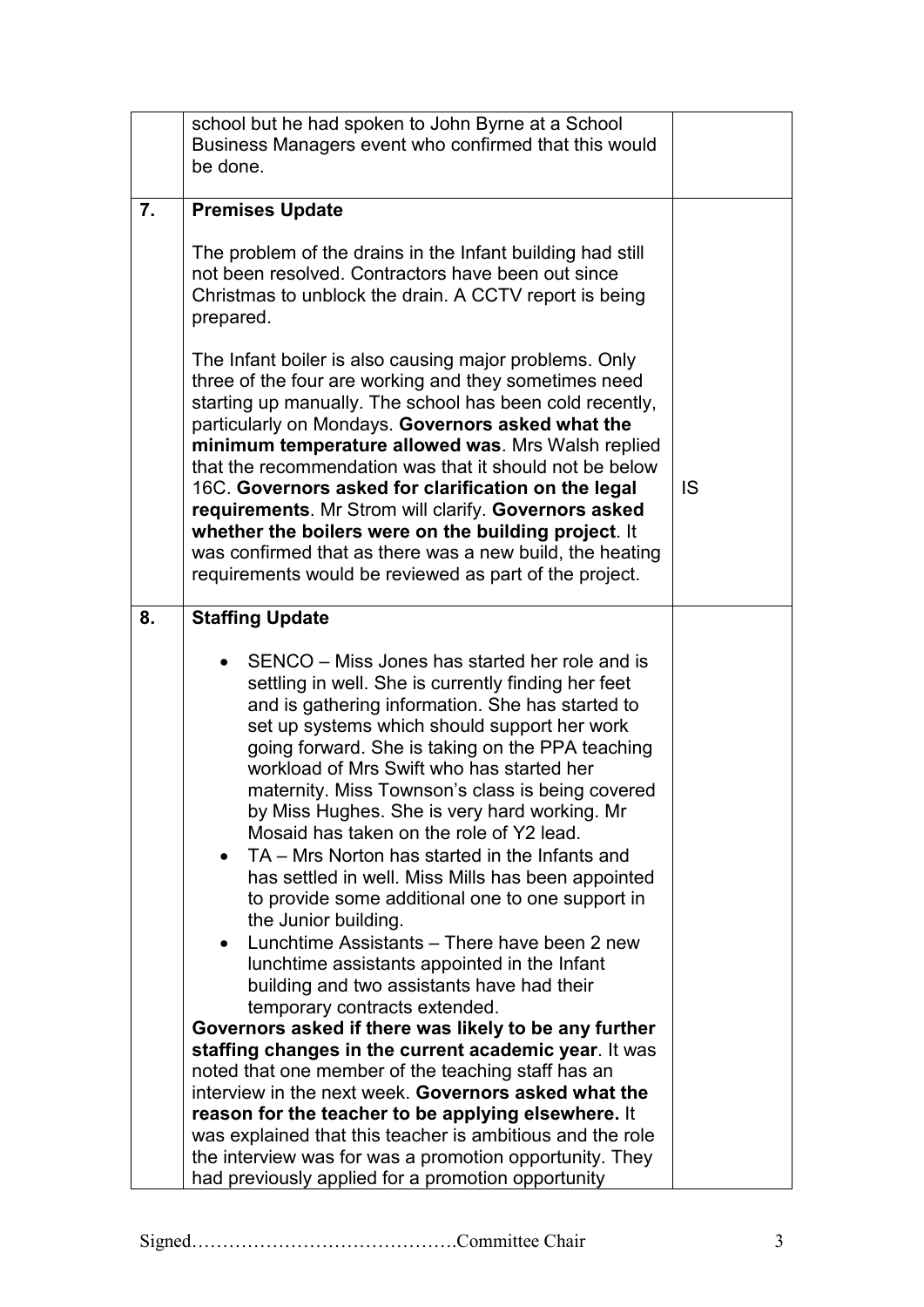|  |  |  |
|---|---|---|
|  | school but he had spoken to John Byrne at a School Business Managers event who confirmed that this would be done. |  |
| **7.** | **Premises Update**<br><br>The problem of the drains in the Infant building had still not been resolved. Contractors have been out since Christmas to unblock the drain. A CCTV report is being prepared.<br><br>The Infant boiler is also causing major problems. Only three of the four are working and they sometimes need starting up manually. The school has been cold recently, particularly on Mondays. **Governors asked what the minimum temperature allowed was**. Mrs Walsh replied that the recommendation was that it should not be below 16C. **Governors asked for clarification on the legal requirements**. Mr Strom will clarify. **Governors asked whether the boilers were on the building project**. It was confirmed that as there was a new build, the heating requirements would be reviewed as part of the project. | IS |
| **8.** | **Staffing Update**<br><br>• SENCO – Miss Jones has started her role and is settling in well. She is currently finding her feet and is gathering information. She has started to set up systems which should support her work going forward. She is taking on the PPA teaching workload of Mrs Swift who has started her maternity. Miss Townson's class is being covered by Miss Hughes. She is very hard working. Mr Mosaid has taken on the role of Y2 lead.<br>• TA – Mrs Norton has started in the Infants and has settled in well. Miss Mills has been appointed to provide some additional one to one support in the Junior building.<br>• Lunchtime Assistants – There have been 2 new lunchtime assistants appointed in the Infant building and two assistants have had their temporary contracts extended.<br><br>**Governors asked if there was likely to be any further staffing changes in the current academic year**. It was noted that one member of the teaching staff has an interview in the next week. **Governors asked what the reason for the teacher to be applying elsewhere.** It was explained that this teacher is ambitious and the role the interview was for was a promotion opportunity. They had previously applied for a promotion opportunity |  |

Signed…………………………………….Committee Chair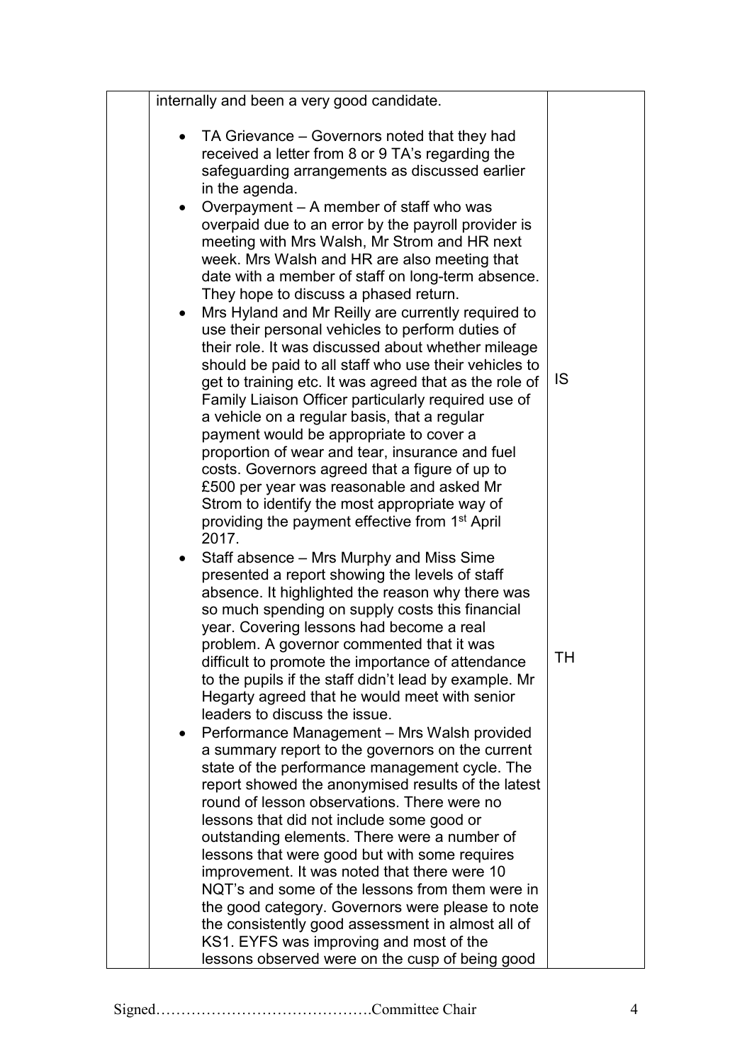| | | |
|---|---|---|
| | internally and been a very good candidate.<br><br>• TA Grievance – Governors noted that they had received a letter from 8 or 9 TA's regarding the safeguarding arrangements as discussed earlier in the agenda.<br>• Overpayment – A member of staff who was overpaid due to an error by the payroll provider is meeting with Mrs Walsh, Mr Strom and HR next week. Mrs Walsh and HR are also meeting that date with a member of staff on long-term absence. They hope to discuss a phased return.<br>• Mrs Hyland and Mr Reilly are currently required to use their personal vehicles to perform duties of their role. It was discussed about whether mileage should be paid to all staff who use their vehicles to get to training etc. It was agreed that as the role of Family Liaison Officer particularly required use of a vehicle on a regular basis, that a regular payment would be appropriate to cover a proportion of wear and tear, insurance and fuel costs. Governors agreed that a figure of up to £500 per year was reasonable and asked Mr Strom to identify the most appropriate way of providing the payment effective from 1st April 2017. | IS |
| | • Staff absence – Mrs Murphy and Miss Sime presented a report showing the levels of staff absence. It highlighted the reason why there was so much spending on supply costs this financial year. Covering lessons had become a real problem. A governor commented that it was difficult to promote the importance of attendance to the pupils if the staff didn't lead by example. Mr Hegarty agreed that he would meet with senior leaders to discuss the issue. | TH |
| | • Performance Management – Mrs Walsh provided a summary report to the governors on the current state of the performance management cycle. The report showed the anonymised results of the latest round of lesson observations. There were no lessons that did not include some good or outstanding elements. There were a number of lessons that were good but with some requires improvement. It was noted that there were 10 NQT's and some of the lessons from them were in the good category. Governors were please to note the consistently good assessment in almost all of KS1. EYFS was improving and most of the lessons observed were on the cusp of being good | |

Signed…………………………………….Committee Chair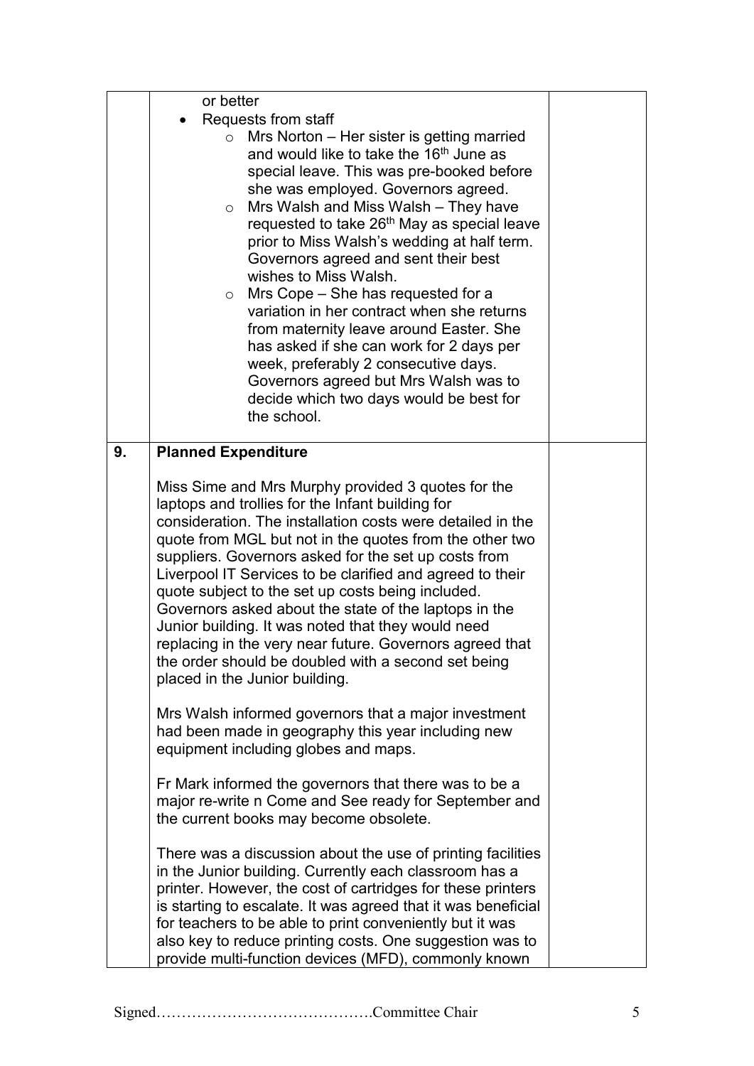|  |  |  |
|---|---|---|
|  | or better<br>• Requests from staff<br>  ○ Mrs Norton – Her sister is getting married and would like to take the 16th June as special leave. This was pre-booked before she was employed. Governors agreed.<br>  ○ Mrs Walsh and Miss Walsh – They have requested to take 26th May as special leave prior to Miss Walsh's wedding at half term. Governors agreed and sent their best wishes to Miss Walsh.<br>  ○ Mrs Cope – She has requested for a variation in her contract when she returns from maternity leave around Easter. She has asked if she can work for 2 days per week, preferably 2 consecutive days. Governors agreed but Mrs Walsh was to decide which two days would be best for the school. |  |
| **9.** | **Planned Expenditure**<br><br>Miss Sime and Mrs Murphy provided 3 quotes for the laptops and trollies for the Infant building for consideration. The installation costs were detailed in the quote from MGL but not in the quotes from the other two suppliers. Governors asked for the set up costs from Liverpool IT Services to be clarified and agreed to their quote subject to the set up costs being included. Governors asked about the state of the laptops in the Junior building. It was noted that they would need replacing in the very near future. Governors agreed that the order should be doubled with a second set being placed in the Junior building.<br><br>Mrs Walsh informed governors that a major investment had been made in geography this year including new equipment including globes and maps.<br><br>Fr Mark informed the governors that there was to be a major re-write n Come and See ready for September and the current books may become obsolete.<br><br>There was a discussion about the use of printing facilities in the Junior building. Currently each classroom has a printer. However, the cost of cartridges for these printers is starting to escalate. It was agreed that it was beneficial for teachers to be able to print conveniently but it was also key to reduce printing costs. One suggestion was to provide multi-function devices (MFD), commonly known |  |

Signed……………………………………Committee Chair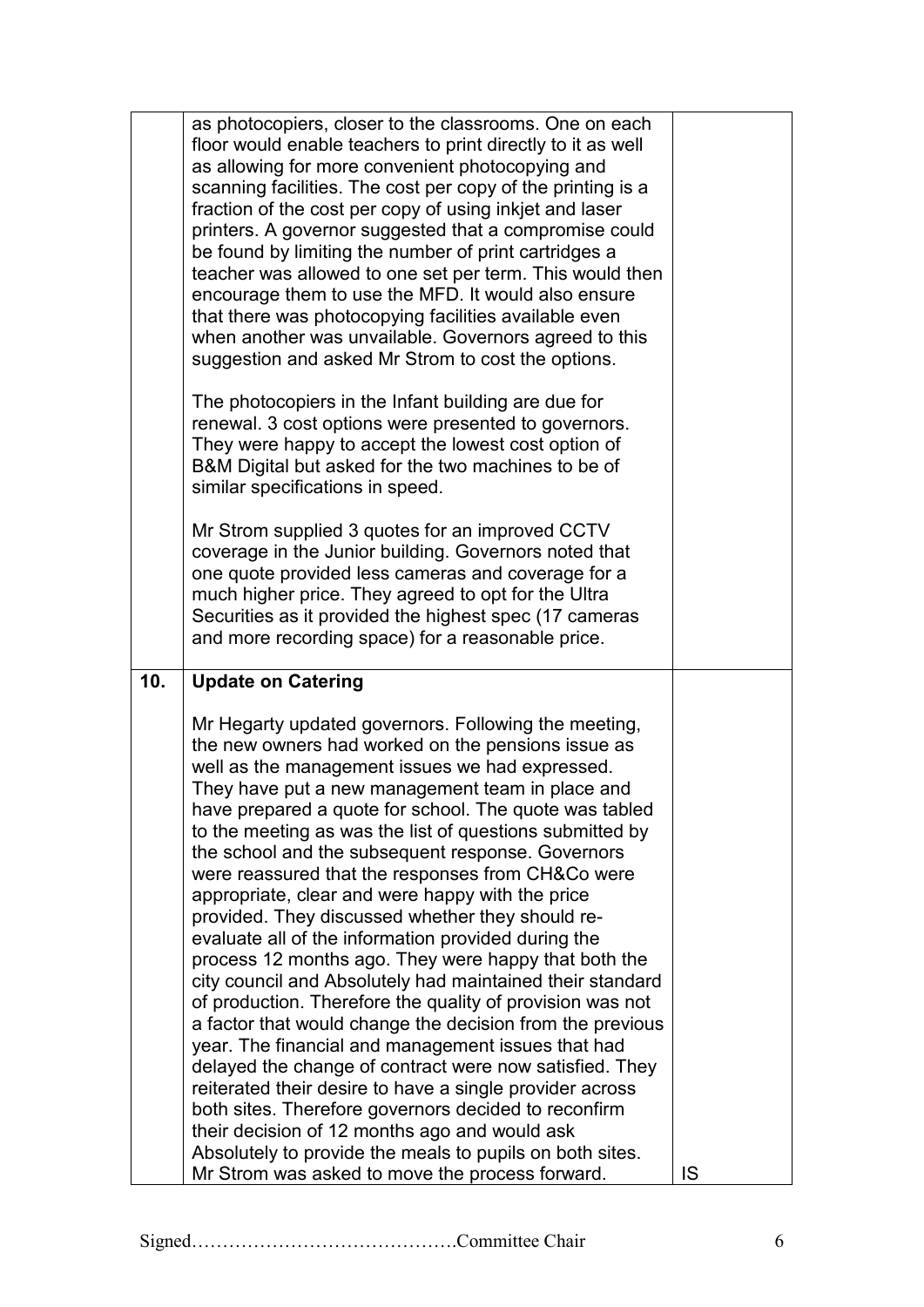| | | |
|---|---|---|
| | as photocopiers, closer to the classrooms. One on each floor would enable teachers to print directly to it as well as allowing for more convenient photocopying and scanning facilities. The cost per copy of the printing is a fraction of the cost per copy of using inkjet and laser printers. A governor suggested that a compromise could be found by limiting the number of print cartridges a teacher was allowed to one set per term. This would then encourage them to use the MFD. It would also ensure that there was photocopying facilities available even when another was unvailable. Governors agreed to this suggestion and asked Mr Strom to cost the options.<br><br>The photocopiers in the Infant building are due for renewal. 3 cost options were presented to governors. They were happy to accept the lowest cost option of B&M Digital but asked for the two machines to be of similar specifications in speed.<br><br>Mr Strom supplied 3 quotes for an improved CCTV coverage in the Junior building. Governors noted that one quote provided less cameras and coverage for a much higher price. They agreed to opt for the Ultra Securities as it provided the highest spec (17 cameras and more recording space) for a reasonable price. | |
| **10.** | **Update on Catering**<br><br>Mr Hegarty updated governors. Following the meeting, the new owners had worked on the pensions issue as well as the management issues we had expressed. They have put a new management team in place and have prepared a quote for school. The quote was tabled to the meeting as was the list of questions submitted by the school and the subsequent response. Governors were reassured that the responses from CH&Co were appropriate, clear and were happy with the price provided. They discussed whether they should re-evaluate all of the information provided during the process 12 months ago. They were happy that both the city council and Absolutely had maintained their standard of production. Therefore the quality of provision was not a factor that would change the decision from the previous year. The financial and management issues that had delayed the change of contract were now satisfied. They reiterated their desire to have a single provider across both sites. Therefore governors decided to reconfirm their decision of 12 months ago and would ask Absolutely to provide the meals to pupils on both sites. Mr Strom was asked to move the process forward. | IS |

Signed…………………………………….Committee Chair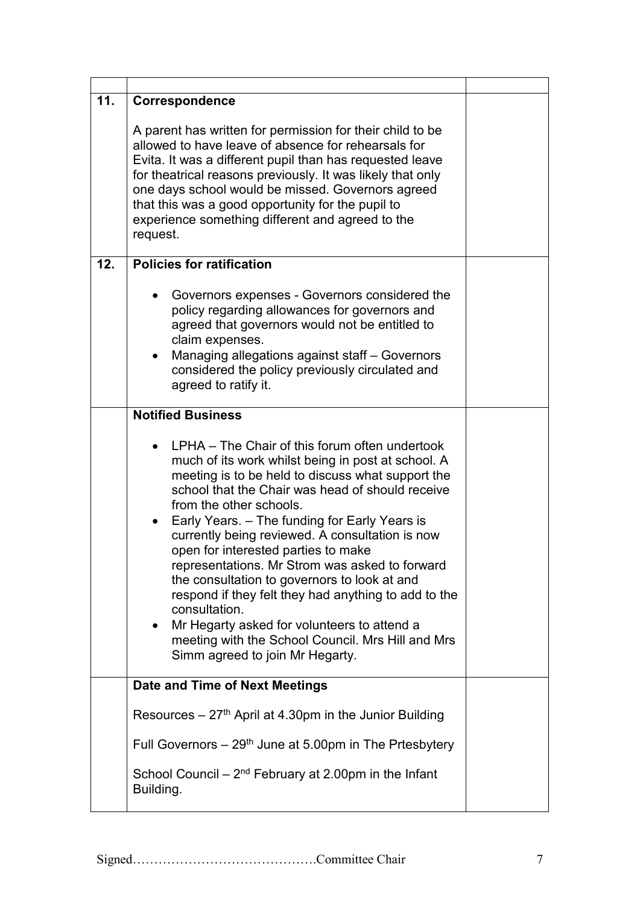| | | |
|---|---|---|
| **11.** | **Correspondence**<br><br>A parent has written for permission for their child to be allowed to have leave of absence for rehearsals for Evita. It was a different pupil than has requested leave for theatrical reasons previously. It was likely that only one days school would be missed. Governors agreed that this was a good opportunity for the pupil to experience something different and agreed to the request. | |
| **12.** | **Policies for ratification**<br><br>• Governors expenses - Governors considered the policy regarding allowances for governors and agreed that governors would not be entitled to claim expenses.<br>• Managing allegations against staff – Governors considered the policy previously circulated and agreed to ratify it. | |
| | **Notified Business**<br><br>• LPHA – The Chair of this forum often undertook much of its work whilst being in post at school. A meeting is to be held to discuss what support the school that the Chair was head of should receive from the other schools.<br>• Early Years. – The funding for Early Years is currently being reviewed. A consultation is now open for interested parties to make representations. Mr Strom was asked to forward the consultation to governors to look at and respond if they felt they had anything to add to the consultation.<br>• Mr Hegarty asked for volunteers to attend a meeting with the School Council. Mrs Hill and Mrs Simm agreed to join Mr Hegarty. | |
| | **Date and Time of Next Meetings**<br><br>Resources – 27th April at 4.30pm in the Junior Building<br><br>Full Governors – 29th June at 5.00pm in The Prtesbytery<br><br>School Council – 2nd February at 2.00pm in the Infant Building. | |

Signed…………………………………….Committee Chair